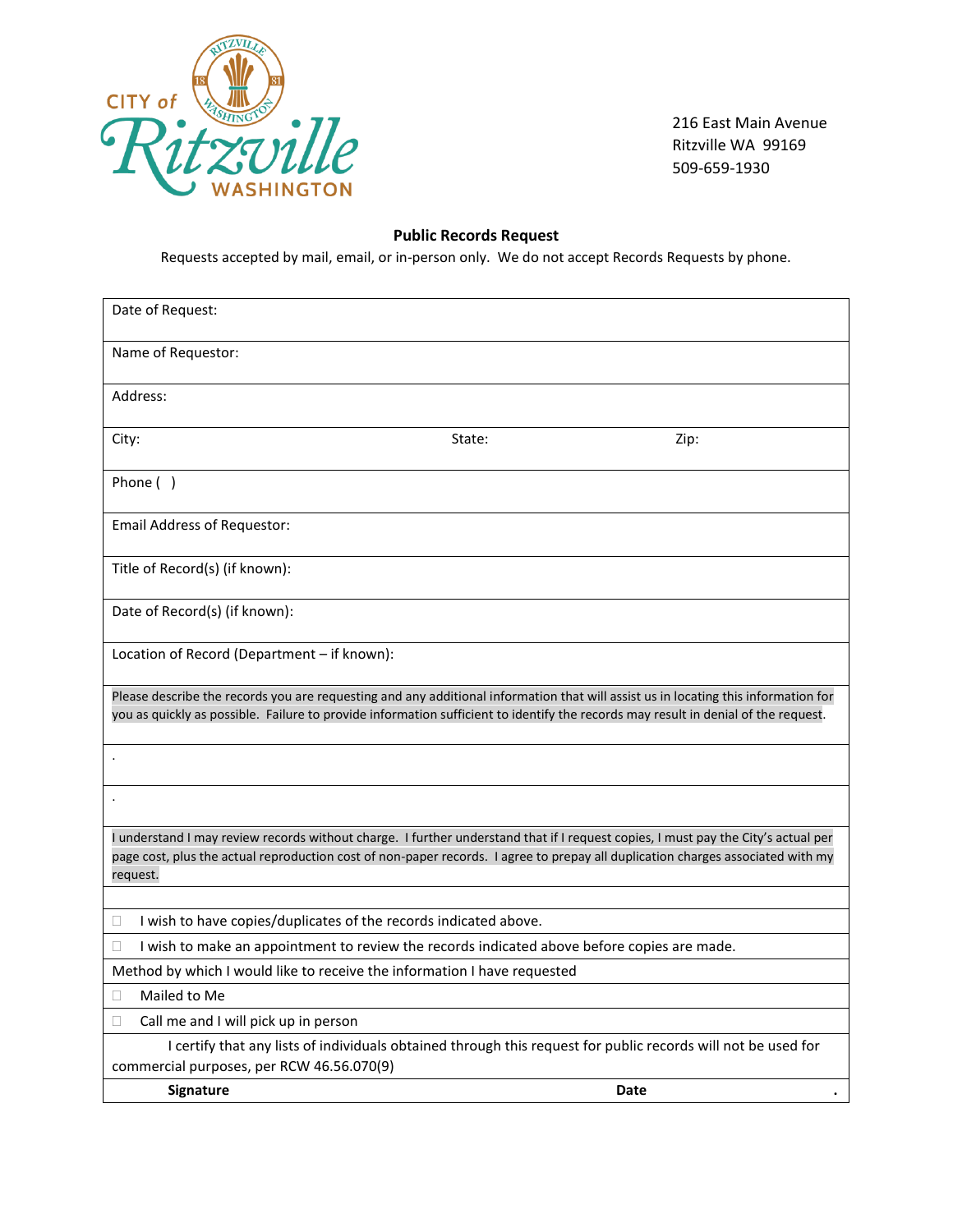CITY of Ritzville WASHINGTON

216 East Main Avenue
Ritzville WA 99169
509-659-1930

**Public Records Request**

Requests accepted by mail, email, or in-person only. We do not accept Records Requests by phone.

| | | |
|---|---|---|
| Date of Request: | | |
| Name of Requestor: | | |
| Address: | | |
| City: | State: | Zip: |
| Phone ( ) | | |
| Email Address of Requestor: | | |
| Title of Record(s) (if known): | | |
| Date of Record(s) (if known): | | |
| Location of Record (Department – if known): | | |
| Please describe the records you are requesting and any additional information that will assist us in locating this information for you as quickly as possible. Failure to provide information sufficient to identify the records may result in denial of the request. | | |
| . | | |
| . | | |
| I understand I may review records without charge. I further understand that if I request copies, I must pay the City's actual per page cost, plus the actual reproduction cost of non-paper records. I agree to prepay all duplication charges associated with my request. | | |
| | | |
| ☐ I wish to have copies/duplicates of the records indicated above. | | |
| ☐ I wish to make an appointment to review the records indicated above before copies are made. | | |
| Method by which I would like to receive the information I have requested | | |
| ☐ Mailed to Me | | |
| ☐ Call me and I will pick up in person | | |
| I certify that any lists of individuals obtained through this request for public records will not be used for commercial purposes, per RCW 46.56.070(9) | | |
| **Signature** | **Date** | |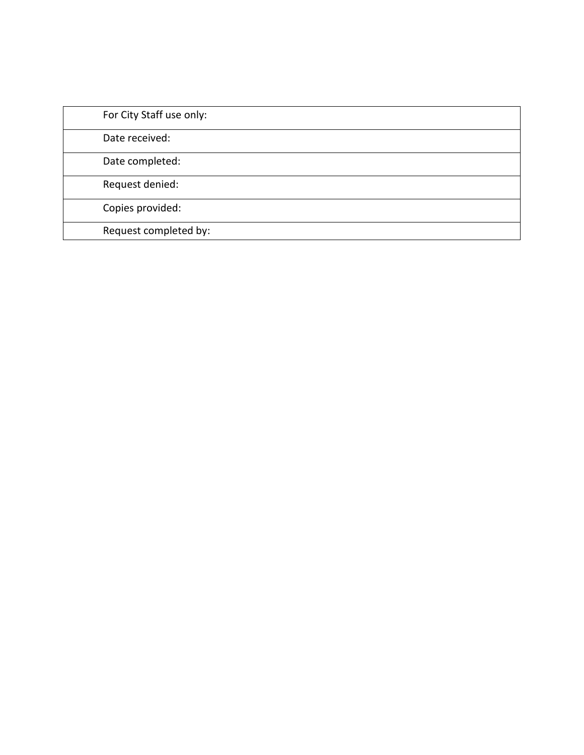| |
|---|
| For City Staff use only: |
| Date received: |
| Date completed: |
| Request denied: |
| Copies provided: |
| Request completed by: |